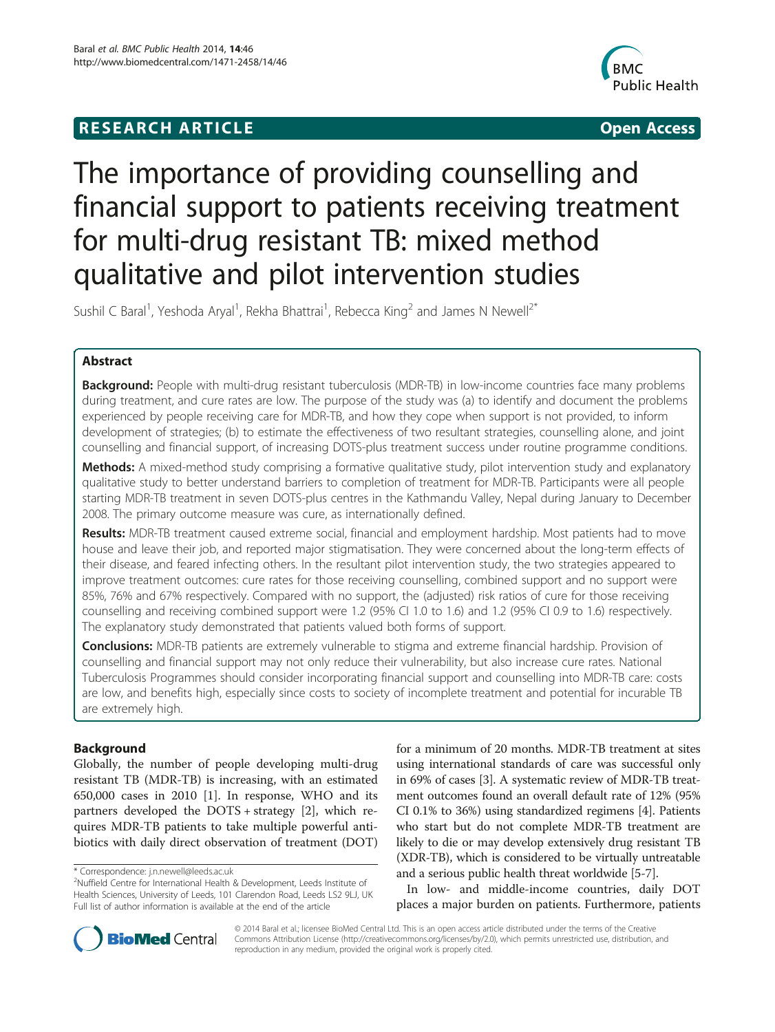**RESEARCH ARTICLE** **Open Access**

# The importance of providing counselling and financial support to patients receiving treatment for multi-drug resistant TB: mixed method qualitative and pilot intervention studies

Sushil C Baral[1], Yeshoda Aryal[1], Rekha Bhattrai[1], Rebecca King[2] and James N Newell[2*]

## Abstract

**Background:** People with multi-drug resistant tuberculosis (MDR-TB) in low-income countries face many problems during treatment, and cure rates are low. The purpose of the study was (a) to identify and document the problems experienced by people receiving care for MDR-TB, and how they cope when support is not provided, to inform development of strategies; (b) to estimate the effectiveness of two resultant strategies, counselling alone, and joint counselling and financial support, of increasing DOTS-plus treatment success under routine programme conditions.

**Methods:** A mixed-method study comprising a formative qualitative study, pilot intervention study and explanatory qualitative study to better understand barriers to completion of treatment for MDR-TB. Participants were all people starting MDR-TB treatment in seven DOTS-plus centres in the Kathmandu Valley, Nepal during January to December 2008. The primary outcome measure was cure, as internationally defined.

**Results:** MDR-TB treatment caused extreme social, financial and employment hardship. Most patients had to move house and leave their job, and reported major stigmatisation. They were concerned about the long-term effects of their disease, and feared infecting others. In the resultant pilot intervention study, the two strategies appeared to improve treatment outcomes: cure rates for those receiving counselling, combined support and no support were 85%, 76% and 67% respectively. Compared with no support, the (adjusted) risk ratios of cure for those receiving counselling and receiving combined support were 1.2 (95% CI 1.0 to 1.6) and 1.2 (95% CI 0.9 to 1.6) respectively. The explanatory study demonstrated that patients valued both forms of support.

**Conclusions:** MDR-TB patients are extremely vulnerable to stigma and extreme financial hardship. Provision of counselling and financial support may not only reduce their vulnerability, but also increase cure rates. National Tuberculosis Programmes should consider incorporating financial support and counselling into MDR-TB care: costs are low, and benefits high, especially since costs to society of incomplete treatment and potential for incurable TB are extremely high.

## Background

Globally, the number of people developing multi-drug resistant TB (MDR-TB) is increasing, with an estimated 650,000 cases in 2010 [1]. In response, WHO and its partners developed the DOTS + strategy [2], which requires MDR-TB patients to take multiple powerful antibiotics with daily direct observation of treatment (DOT) for a minimum of 20 months. MDR-TB treatment at sites using international standards of care was successful only in 69% of cases [3]. A systematic review of MDR-TB treatment outcomes found an overall default rate of 12% (95% CI 0.1% to 36%) using standardized regimens [4]. Patients who start but do not complete MDR-TB treatment are likely to die or may develop extensively drug resistant TB (XDR-TB), which is considered to be virtually untreatable and a serious public health threat worldwide [5-7].

In low- and middle-income countries, daily DOT places a major burden on patients. Furthermore, patients

\* Correspondence: j.n.newell@leeds.ac.uk
[2]Nuffield Centre for International Health & Development, Leeds Institute of Health Sciences, University of Leeds, 101 Clarendon Road, Leeds LS2 9LJ, UK
Full list of author information is available at the end of the article

© 2014 Baral et al.; licensee BioMed Central Ltd. This is an open access article distributed under the terms of the Creative Commons Attribution License (http://creativecommons.org/licenses/by/2.0), which permits unrestricted use, distribution, and reproduction in any medium, provided the original work is properly cited.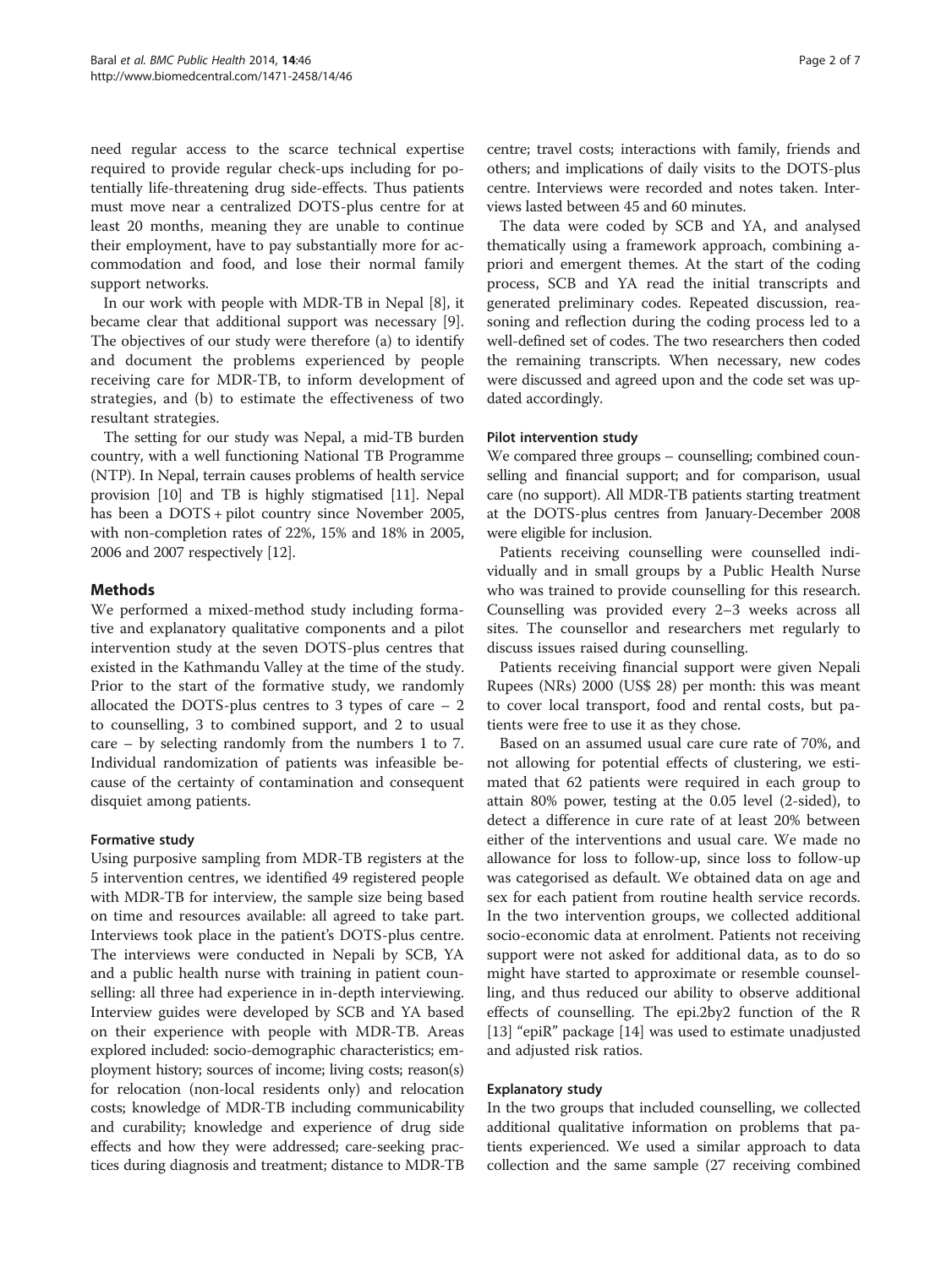need regular access to the scarce technical expertise required to provide regular check-ups including for potentially life-threatening drug side-effects. Thus patients must move near a centralized DOTS-plus centre for at least 20 months, meaning they are unable to continue their employment, have to pay substantially more for accommodation and food, and lose their normal family support networks.

In our work with people with MDR-TB in Nepal [8], it became clear that additional support was necessary [9]. The objectives of our study were therefore (a) to identify and document the problems experienced by people receiving care for MDR-TB, to inform development of strategies, and (b) to estimate the effectiveness of two resultant strategies.

The setting for our study was Nepal, a mid-TB burden country, with a well functioning National TB Programme (NTP). In Nepal, terrain causes problems of health service provision [10] and TB is highly stigmatised [11]. Nepal has been a DOTS + pilot country since November 2005, with non-completion rates of 22%, 15% and 18% in 2005, 2006 and 2007 respectively [12].

## Methods

We performed a mixed-method study including formative and explanatory qualitative components and a pilot intervention study at the seven DOTS-plus centres that existed in the Kathmandu Valley at the time of the study. Prior to the start of the formative study, we randomly allocated the DOTS-plus centres to 3 types of care – 2 to counselling, 3 to combined support, and 2 to usual care – by selecting randomly from the numbers 1 to 7. Individual randomization of patients was infeasible because of the certainty of contamination and consequent disquiet among patients.

### Formative study

Using purposive sampling from MDR-TB registers at the 5 intervention centres, we identified 49 registered people with MDR-TB for interview, the sample size being based on time and resources available: all agreed to take part. Interviews took place in the patient's DOTS-plus centre. The interviews were conducted in Nepali by SCB, YA and a public health nurse with training in patient counselling: all three had experience in in-depth interviewing. Interview guides were developed by SCB and YA based on their experience with people with MDR-TB. Areas explored included: socio-demographic characteristics; employment history; sources of income; living costs; reason(s) for relocation (non-local residents only) and relocation costs; knowledge of MDR-TB including communicability and curability; knowledge and experience of drug side effects and how they were addressed; care-seeking practices during diagnosis and treatment; distance to MDR-TB centre; travel costs; interactions with family, friends and others; and implications of daily visits to the DOTS-plus centre. Interviews were recorded and notes taken. Interviews lasted between 45 and 60 minutes.

The data were coded by SCB and YA, and analysed thematically using a framework approach, combining a-priori and emergent themes. At the start of the coding process, SCB and YA read the initial transcripts and generated preliminary codes. Repeated discussion, reasoning and reflection during the coding process led to a well-defined set of codes. The two researchers then coded the remaining transcripts. When necessary, new codes were discussed and agreed upon and the code set was updated accordingly.

### Pilot intervention study

We compared three groups – counselling; combined counselling and financial support; and for comparison, usual care (no support). All MDR-TB patients starting treatment at the DOTS-plus centres from January-December 2008 were eligible for inclusion.

Patients receiving counselling were counselled individually and in small groups by a Public Health Nurse who was trained to provide counselling for this research. Counselling was provided every 2–3 weeks across all sites. The counsellor and researchers met regularly to discuss issues raised during counselling.

Patients receiving financial support were given Nepali Rupees (NRs) 2000 (US$ 28) per month: this was meant to cover local transport, food and rental costs, but patients were free to use it as they chose.

Based on an assumed usual care cure rate of 70%, and not allowing for potential effects of clustering, we estimated that 62 patients were required in each group to attain 80% power, testing at the 0.05 level (2-sided), to detect a difference in cure rate of at least 20% between either of the interventions and usual care. We made no allowance for loss to follow-up, since loss to follow-up was categorised as default. We obtained data on age and sex for each patient from routine health service records. In the two intervention groups, we collected additional socio-economic data at enrolment. Patients not receiving support were not asked for additional data, as to do so might have started to approximate or resemble counselling, and thus reduced our ability to observe additional effects of counselling. The epi.2by2 function of the R [13] "epiR" package [14] was used to estimate unadjusted and adjusted risk ratios.

### Explanatory study

In the two groups that included counselling, we collected additional qualitative information on problems that patients experienced. We used a similar approach to data collection and the same sample (27 receiving combined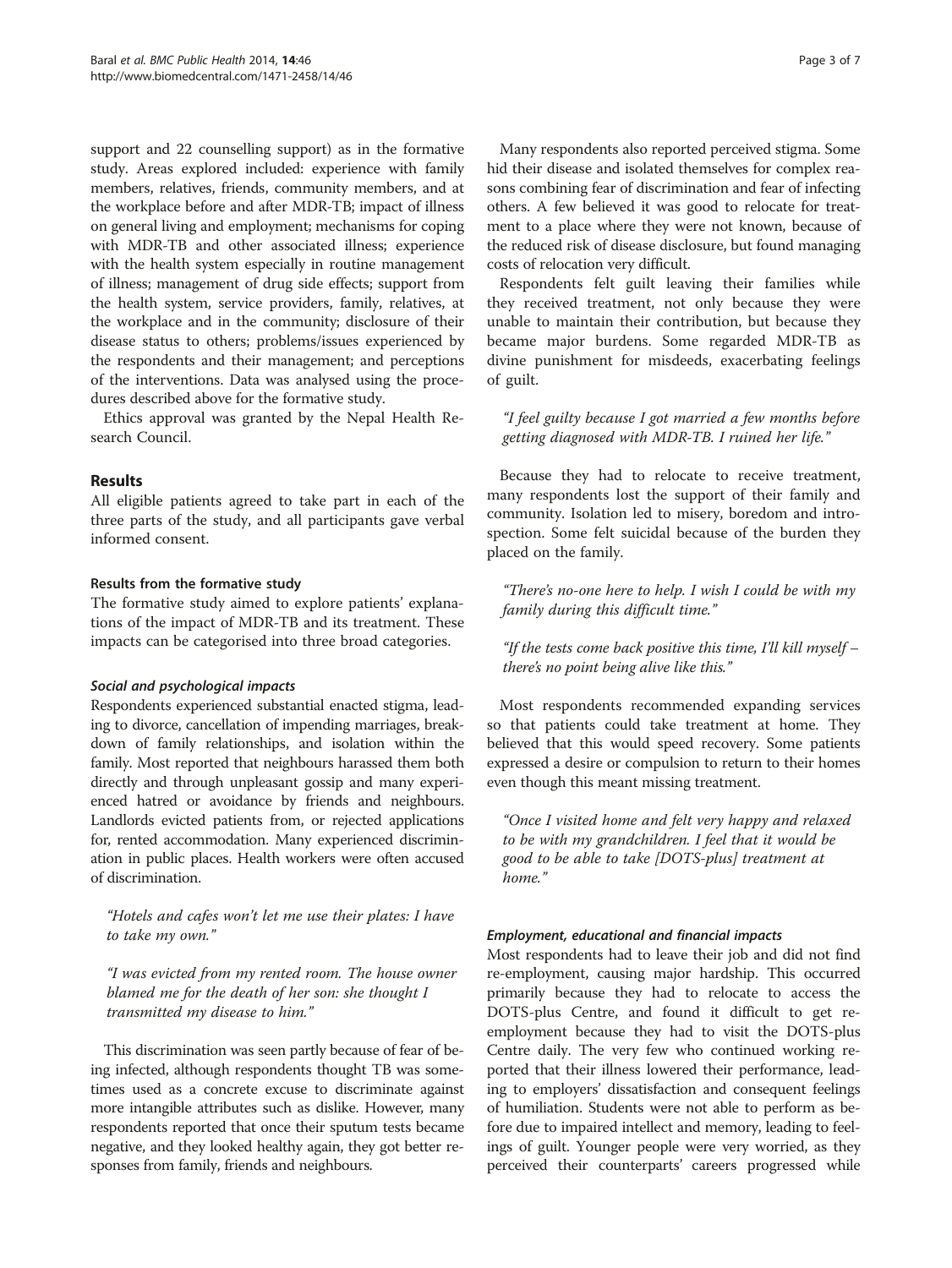support and 22 counselling support) as in the formative study. Areas explored included: experience with family members, relatives, friends, community members, and at the workplace before and after MDR-TB; impact of illness on general living and employment; mechanisms for coping with MDR-TB and other associated illness; experience with the health system especially in routine management of illness; management of drug side effects; support from the health system, service providers, family, relatives, at the workplace and in the community; disclosure of their disease status to others; problems/issues experienced by the respondents and their management; and perceptions of the interventions. Data was analysed using the procedures described above for the formative study.

Ethics approval was granted by the Nepal Health Research Council.

## Results

All eligible patients agreed to take part in each of the three parts of the study, and all participants gave verbal informed consent.

### Results from the formative study

The formative study aimed to explore patients' explanations of the impact of MDR-TB and its treatment. These impacts can be categorised into three broad categories.

#### *Social and psychological impacts*

Respondents experienced substantial enacted stigma, leading to divorce, cancellation of impending marriages, breakdown of family relationships, and isolation within the family. Most reported that neighbours harassed them both directly and through unpleasant gossip and many experienced hatred or avoidance by friends and neighbours. Landlords evicted patients from, or rejected applications for, rented accommodation. Many experienced discrimination in public places. Health workers were often accused of discrimination.

> *"Hotels and cafes won't let me use their plates: I have to take my own."*

> *"I was evicted from my rented room. The house owner blamed me for the death of her son: she thought I transmitted my disease to him."*

This discrimination was seen partly because of fear of being infected, although respondents thought TB was sometimes used as a concrete excuse to discriminate against more intangible attributes such as dislike. However, many respondents reported that once their sputum tests became negative, and they looked healthy again, they got better responses from family, friends and neighbours.

Many respondents also reported perceived stigma. Some hid their disease and isolated themselves for complex reasons combining fear of discrimination and fear of infecting others. A few believed it was good to relocate for treatment to a place where they were not known, because of the reduced risk of disease disclosure, but found managing costs of relocation very difficult.

Respondents felt guilt leaving their families while they received treatment, not only because they were unable to maintain their contribution, but because they became major burdens. Some regarded MDR-TB as divine punishment for misdeeds, exacerbating feelings of guilt.

> *"I feel guilty because I got married a few months before getting diagnosed with MDR-TB. I ruined her life."*

Because they had to relocate to receive treatment, many respondents lost the support of their family and community. Isolation led to misery, boredom and introspection. Some felt suicidal because of the burden they placed on the family.

> *"There's no-one here to help. I wish I could be with my family during this difficult time."*

> *"If the tests come back positive this time, I'll kill myself – there's no point being alive like this."*

Most respondents recommended expanding services so that patients could take treatment at home. They believed that this would speed recovery. Some patients expressed a desire or compulsion to return to their homes even though this meant missing treatment.

> *"Once I visited home and felt very happy and relaxed to be with my grandchildren. I feel that it would be good to be able to take [DOTS-plus] treatment at home."*

#### *Employment, educational and financial impacts*

Most respondents had to leave their job and did not find re-employment, causing major hardship. This occurred primarily because they had to relocate to access the DOTS-plus Centre, and found it difficult to get re-employment because they had to visit the DOTS-plus Centre daily. The very few who continued working reported that their illness lowered their performance, leading to employers' dissatisfaction and consequent feelings of humiliation. Students were not able to perform as before due to impaired intellect and memory, leading to feelings of guilt. Younger people were very worried, as they perceived their counterparts' careers progressed while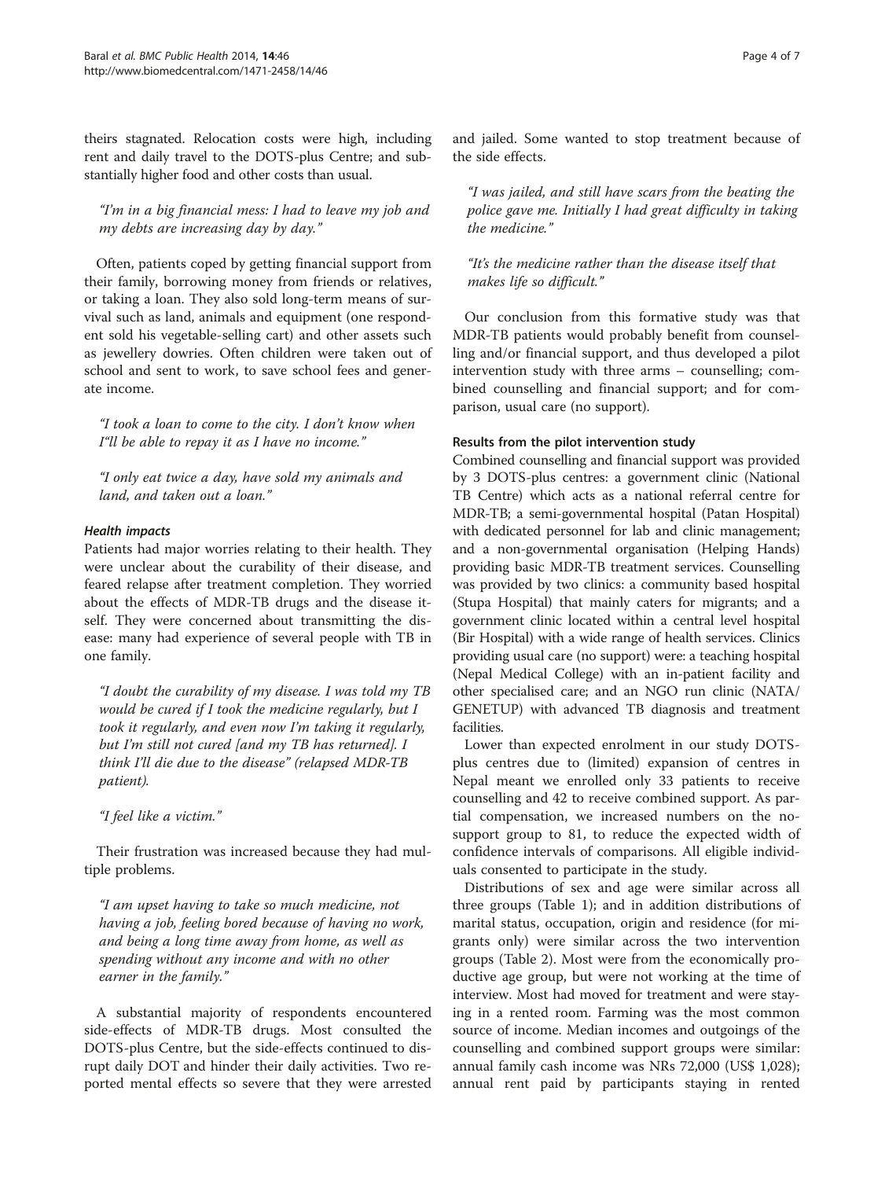theirs stagnated. Relocation costs were high, including rent and daily travel to the DOTS-plus Centre; and substantially higher food and other costs than usual.

> *"I'm in a big financial mess: I had to leave my job and my debts are increasing day by day."*

Often, patients coped by getting financial support from their family, borrowing money from friends or relatives, or taking a loan. They also sold long-term means of survival such as land, animals and equipment (one respondent sold his vegetable-selling cart) and other assets such as jewellery dowries. Often children were taken out of school and sent to work, to save school fees and generate income.

> *"I took a loan to come to the city. I don't know when I'll be able to repay it as I have no income."*

> *"I only eat twice a day, have sold my animals and land, and taken out a loan."*

#### *Health impacts*

Patients had major worries relating to their health. They were unclear about the curability of their disease, and feared relapse after treatment completion. They worried about the effects of MDR-TB drugs and the disease itself. They were concerned about transmitting the disease: many had experience of several people with TB in one family.

> *"I doubt the curability of my disease. I was told my TB would be cured if I took the medicine regularly, but I took it regularly, and even now I'm taking it regularly, but I'm still not cured [and my TB has returned]. I think I'll die due to the disease"* (relapsed MDR-TB patient).

> *"I feel like a victim."*

Their frustration was increased because they had multiple problems.

> *"I am upset having to take so much medicine, not having a job, feeling bored because of having no work, and being a long time away from home, as well as spending without any income and with no other earner in the family."*

A substantial majority of respondents encountered side-effects of MDR-TB drugs. Most consulted the DOTS-plus Centre, but the side-effects continued to disrupt daily DOT and hinder their daily activities. Two reported mental effects so severe that they were arrested and jailed. Some wanted to stop treatment because of the side effects.

> *"I was jailed, and still have scars from the beating the police gave me. Initially I had great difficulty in taking the medicine."*

> *"It's the medicine rather than the disease itself that makes life so difficult."*

Our conclusion from this formative study was that MDR-TB patients would probably benefit from counselling and/or financial support, and thus developed a pilot intervention study with three arms – counselling; combined counselling and financial support; and for comparison, usual care (no support).

### Results from the pilot intervention study

Combined counselling and financial support was provided by 3 DOTS-plus centres: a government clinic (National TB Centre) which acts as a national referral centre for MDR-TB; a semi-governmental hospital (Patan Hospital) with dedicated personnel for lab and clinic management; and a non-governmental organisation (Helping Hands) providing basic MDR-TB treatment services. Counselling was provided by two clinics: a community based hospital (Stupa Hospital) that mainly caters for migrants; and a government clinic located within a central level hospital (Bir Hospital) with a wide range of health services. Clinics providing usual care (no support) were: a teaching hospital (Nepal Medical College) with an in-patient facility and other specialised care; and an NGO run clinic (NATA/GENETUP) with advanced TB diagnosis and treatment facilities.

Lower than expected enrolment in our study DOTS-plus centres due to (limited) expansion of centres in Nepal meant we enrolled only 33 patients to receive counselling and 42 to receive combined support. As partial compensation, we increased numbers on the no-support group to 81, to reduce the expected width of confidence intervals of comparisons. All eligible individuals consented to participate in the study.

Distributions of sex and age were similar across all three groups (Table 1); and in addition distributions of marital status, occupation, origin and residence (for migrants only) were similar across the two intervention groups (Table 2). Most were from the economically productive age group, but were not working at the time of interview. Most had moved for treatment and were staying in a rented room. Farming was the most common source of income. Median incomes and outgoings of the counselling and combined support groups were similar: annual family cash income was NRs 72,000 (US$ 1,028); annual rent paid by participants staying in rented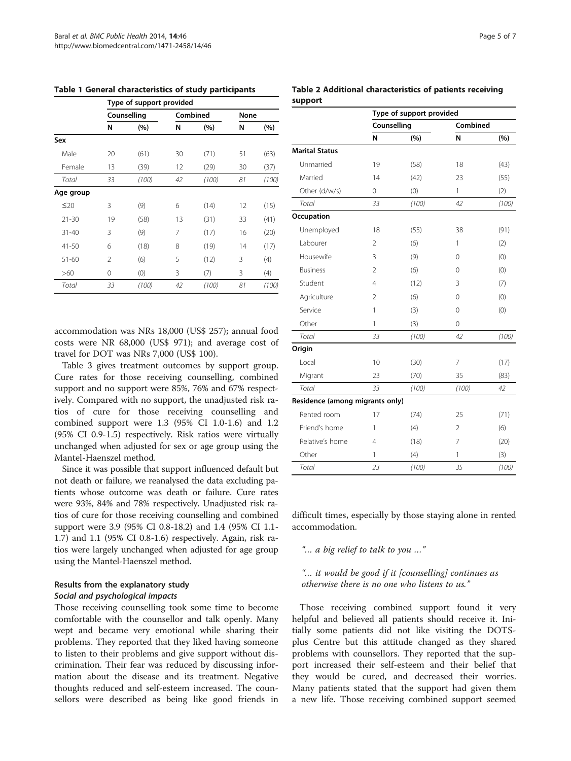**Table 1 General characteristics of study participants**

| | Type of support provided | | | | | |
|---|---|---|---|---|---|---|
| | Counselling | | Combined | | None | |
| | N | (%) | N | (%) | N | (%) |
| **Sex** | | | | | | |
| Male | 20 | (61) | 30 | (71) | 51 | (63) |
| Female | 13 | (39) | 12 | (29) | 30 | (37) |
| *Total* | *33* | *(100)* | *42* | *(100)* | *81* | *(100)* |
| **Age group** | | | | | | |
| ≤20 | 3 | (9) | 6 | (14) | 12 | (15) |
| 21-30 | 19 | (58) | 13 | (31) | 33 | (41) |
| 31-40 | 3 | (9) | 7 | (17) | 16 | (20) |
| 41-50 | 6 | (18) | 8 | (19) | 14 | (17) |
| 51-60 | 2 | (6) | 5 | (12) | 3 | (4) |
| >60 | 0 | (0) | 3 | (7) | 3 | (4) |
| *Total* | *33* | *(100)* | *42* | *(100)* | *81* | *(100)* |

accommodation was NRs 18,000 (US$ 257); annual food costs were NR 68,000 (US$ 971); and average cost of travel for DOT was NRs 7,000 (US$ 100).

Table 3 gives treatment outcomes by support group. Cure rates for those receiving counselling, combined support and no support were 85%, 76% and 67% respectively. Compared with no support, the unadjusted risk ratios of cure for those receiving counselling and combined support were 1.3 (95% CI 1.0-1.6) and 1.2 (95% CI 0.9-1.5) respectively. Risk ratios were virtually unchanged when adjusted for sex or age group using the Mantel-Haenszel method.

Since it was possible that support influenced default but not death or failure, we reanalysed the data excluding patients whose outcome was death or failure. Cure rates were 93%, 84% and 78% respectively. Unadjusted risk ratios of cure for those receiving counselling and combined support were 3.9 (95% CI 0.8-18.2) and 1.4 (95% CI 1.1-1.7) and 1.1 (95% CI 0.8-1.6) respectively. Again, risk ratios were largely unchanged when adjusted for age group using the Mantel-Haenszel method.

### Results from the explanatory study

#### *Social and psychological impacts*

Those receiving counselling took some time to become comfortable with the counsellor and talk openly. Many wept and became very emotional while sharing their problems. They reported that they liked having someone to listen to their problems and give support without discrimination. Their fear was reduced by discussing information about the disease and its treatment. Negative thoughts reduced and self-esteem increased. The counsellors were described as being like good friends in difficult times, especially by those staying alone in rented accommodation.

*"… a big relief to talk to you …"*

*"… it would be good if it [counselling] continues as otherwise there is no one who listens to us."*

Those receiving combined support found it very helpful and believed all patients should receive it. Initially some patients did not like visiting the DOTS-plus Centre but this attitude changed as they shared problems with counsellors. They reported that the support increased their self-esteem and their belief that they would be cured, and decreased their worries. Many patients stated that the support had given them a new life. Those receiving combined support seemed

**Table 2 Additional characteristics of patients receiving support**

| | Type of support provided | | | |
|---|---|---|---|---|
| | Counselling | | Combined | |
| | N | (%) | N | (%) |
| **Marital Status** | | | | |
| Unmarried | 19 | (58) | 18 | (43) |
| Married | 14 | (42) | 23 | (55) |
| Other (d/w/s) | 0 | (0) | 1 | (2) |
| *Total* | *33* | *(100)* | *42* | *(100)* |
| **Occupation** | | | | |
| Unemployed | 18 | (55) | 38 | (91) |
| Labourer | 2 | (6) | 1 | (2) |
| Housewife | 3 | (9) | 0 | (0) |
| Business | 2 | (6) | 0 | (0) |
| Student | 4 | (12) | 3 | (7) |
| Agriculture | 2 | (6) | 0 | (0) |
| Service | 1 | (3) | 0 | (0) |
| Other | 1 | (3) | 0 | |
| *Total* | *33* | *(100)* | *42* | *(100)* |
| **Origin** | | | | |
| Local | 10 | (30) | 7 | (17) |
| Migrant | 23 | (70) | 35 | (83) |
| *Total* | *33* | *(100)* | *(100)* | *42* |
| **Residence (among migrants only)** | | | | |
| Rented room | 17 | (74) | 25 | (71) |
| Friend's home | 1 | (4) | 2 | (6) |
| Relative's home | 4 | (18) | 7 | (20) |
| Other | 1 | (4) | 1 | (3) |
| *Total* | *23* | *(100)* | *35* | *(100)* |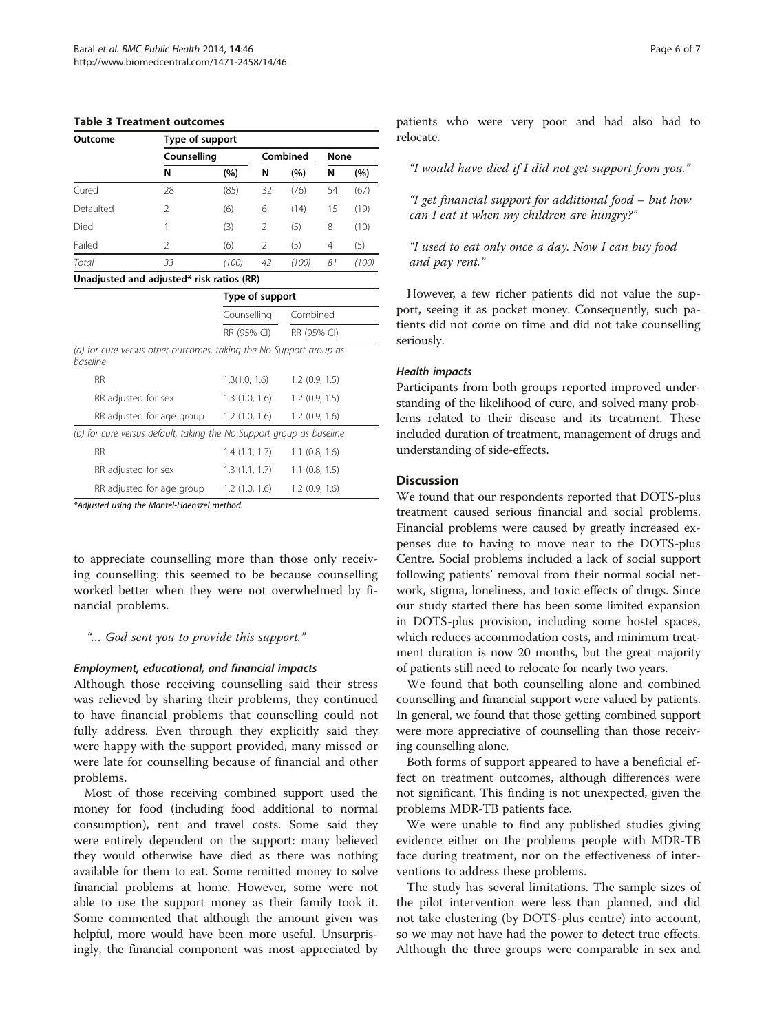**Table 3 Treatment outcomes**

| Outcome | Type of support | | | | | |
|---|---|---|---|---|---|---|
| | Counselling | | Combined | | None | |
| | N | (%) | N | (%) | N | (%) |
| Cured | 28 | (85) | 32 | (76) | 54 | (67) |
| Defaulted | 2 | (6) | 6 | (14) | 15 | (19) |
| Died | 1 | (3) | 2 | (5) | 8 | (10) |
| Failed | 2 | (6) | 2 | (5) | 4 | (5) |
| *Total* | *33* | *(100)* | *42* | *(100)* | *81* | *(100)* |

**Unadjusted and adjusted* risk ratios (RR)**

| | Type of support | |
|---|---|---|
| | Counselling | Combined |
| | RR (95% CI) | RR (95% CI) |
| *(a) for cure versus other outcomes, taking the No Support group as baseline* | | |
| RR | 1.3(1.0, 1.6) | 1.2 (0.9, 1.5) |
| RR adjusted for sex | 1.3 (1.0, 1.6) | 1.2 (0.9, 1.5) |
| RR adjusted for age group | 1.2 (1.0, 1.6) | 1.2 (0.9, 1.6) |
| *(b) for cure versus default, taking the No Support group as baseline* | | |
| RR | 1.4 (1.1, 1.7) | 1.1 (0.8, 1.6) |
| RR adjusted for sex | 1.3 (1.1, 1.7) | 1.1 (0.8, 1.5) |
| RR adjusted for age group | 1.2 (1.0, 1.6) | 1.2 (0.9, 1.6) |

*\*Adjusted using the Mantel-Haenszel method.*

to appreciate counselling more than those only receiving counselling: this seemed to be because counselling worked better when they were not overwhelmed by financial problems.

> *"… God sent you to provide this support."*

#### *Employment, educational, and financial impacts*

Although those receiving counselling said their stress was relieved by sharing their problems, they continued to have financial problems that counselling could not fully address. Even through they explicitly said they were happy with the support provided, many missed or were late for counselling because of financial and other problems.

Most of those receiving combined support used the money for food (including food additional to normal consumption), rent and travel costs. Some said they were entirely dependent on the support: many believed they would otherwise have died as there was nothing available for them to eat. Some remitted money to solve financial problems at home. However, some were not able to use the support money as their family took it. Some commented that although the amount given was helpful, more would have been more useful. Unsurprisingly, the financial component was most appreciated by patients who were very poor and had also had to relocate.

> *"I would have died if I did not get support from you."*

> *"I get financial support for additional food – but how can I eat it when my children are hungry?"*

> *"I used to eat only once a day. Now I can buy food and pay rent."*

However, a few richer patients did not value the support, seeing it as pocket money. Consequently, such patients did not come on time and did not take counselling seriously.

#### *Health impacts*

Participants from both groups reported improved understanding of the likelihood of cure, and solved many problems related to their disease and its treatment. These included duration of treatment, management of drugs and understanding of side-effects.

## Discussion

We found that our respondents reported that DOTS-plus treatment caused serious financial and social problems. Financial problems were caused by greatly increased expenses due to having to move near to the DOTS-plus Centre. Social problems included a lack of social support following patients' removal from their normal social network, stigma, loneliness, and toxic effects of drugs. Since our study started there has been some limited expansion in DOTS-plus provision, including some hostel spaces, which reduces accommodation costs, and minimum treatment duration is now 20 months, but the great majority of patients still need to relocate for nearly two years.

We found that both counselling alone and combined counselling and financial support were valued by patients. In general, we found that those getting combined support were more appreciative of counselling than those receiving counselling alone.

Both forms of support appeared to have a beneficial effect on treatment outcomes, although differences were not significant. This finding is not unexpected, given the problems MDR-TB patients face.

We were unable to find any published studies giving evidence either on the problems people with MDR-TB face during treatment, nor on the effectiveness of interventions to address these problems.

The study has several limitations. The sample sizes of the pilot intervention were less than planned, and did not take clustering (by DOTS-plus centre) into account, so we may not have had the power to detect true effects. Although the three groups were comparable in sex and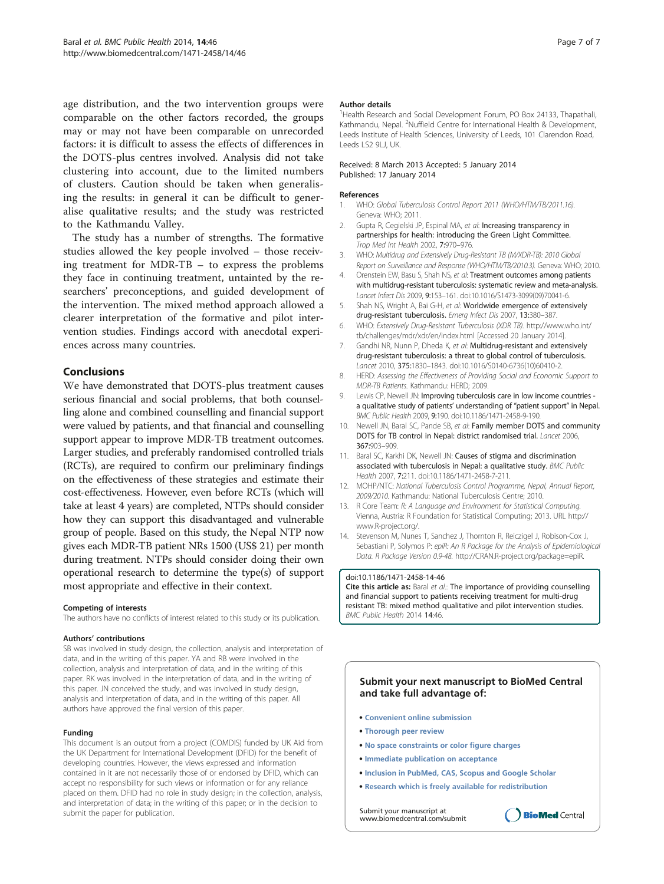age distribution, and the two intervention groups were comparable on the other factors recorded, the groups may or may not have been comparable on unrecorded factors: it is difficult to assess the effects of differences in the DOTS-plus centres involved. Analysis did not take clustering into account, due to the limited numbers of clusters. Caution should be taken when generalising the results: in general it can be difficult to generalise qualitative results; and the study was restricted to the Kathmandu Valley.

The study has a number of strengths. The formative studies allowed the key people involved – those receiving treatment for MDR-TB – to express the problems they face in continuing treatment, untainted by the researchers' preconceptions, and guided development of the intervention. The mixed method approach allowed a clearer interpretation of the formative and pilot intervention studies. Findings accord with anecdotal experiences across many countries.

## Conclusions

We have demonstrated that DOTS-plus treatment causes serious financial and social problems, that both counselling alone and combined counselling and financial support were valued by patients, and that financial and counselling support appear to improve MDR-TB treatment outcomes. Larger studies, and preferably randomised controlled trials (RCTs), are required to confirm our preliminary findings on the effectiveness of these strategies and estimate their cost-effectiveness. However, even before RCTs (which will take at least 4 years) are completed, NTPs should consider how they can support this disadvantaged and vulnerable group of people. Based on this study, the Nepal NTP now gives each MDR-TB patient NRs 1500 (US$ 21) per month during treatment. NTPs should consider doing their own operational research to determine the type(s) of support most appropriate and effective in their context.

#### Competing of interests

The authors have no conflicts of interest related to this study or its publication.

#### Authors' contributions

SB was involved in study design, the collection, analysis and interpretation of data, and in the writing of this paper. YA and RB were involved in the collection, analysis and interpretation of data, and in the writing of this paper. RK was involved in the interpretation of data, and in the writing of this paper. JN conceived the study, and was involved in study design, analysis and interpretation of data, and in the writing of this paper. All authors have approved the final version of this paper.

#### Funding

This document is an output from a project (COMDIS) funded by UK Aid from the UK Department for International Development (DFID) for the benefit of developing countries. However, the views expressed and information contained in it are not necessarily those of or endorsed by DFID, which can accept no responsibility for such views or information or for any reliance placed on them. DFID had no role in study design; in the collection, analysis, and interpretation of data; in the writing of this paper; or in the decision to submit the paper for publication.

#### Author details

[1]Health Research and Social Development Forum, PO Box 24133, Thapathali, Kathmandu, Nepal. [2]Nuffield Centre for International Health & Development, Leeds Institute of Health Sciences, University of Leeds, 101 Clarendon Road, Leeds LS2 9LJ, UK.

Received: 8 March 2013 Accepted: 5 January 2014
Published: 17 January 2014

#### References

1. WHO: *Global Tuberculosis Control Report 2011 (WHO/HTM/TB/2011.16).* Geneva: WHO; 2011.
2. Gupta R, Cegielski JP, Espinal MA, *et al*: **Increasing transparency in partnerships for health: introducing the Green Light Committee.** *Trop Med Int Health* 2002, **7:**970–976.
3. WHO: *Multidrug and Extensively Drug-Resistant TB (M/XDR-TB): 2010 Global Report on Surveillance and Response (WHO/HTM/TB/2010.3).* Geneva: WHO; 2010.
4. Orenstein EW, Basu S, Shah NS, *et al*: **Treatment outcomes among patients with multidrug-resistant tuberculosis: systematic review and meta-analysis.** *Lancet Infect Dis* 2009, **9:**153–161. doi:10.1016/S1473-3099(09)70041-6.
5. Shah NS, Wright A, Bai G-H, *et al*: **Worldwide emergence of extensively drug-resistant tuberculosis.** *Emerg Infect Dis* 2007, **13:**380–387.
6. WHO: *Extensively Drug-Resistant Tuberculosis (XDR TB).* http://www.who.int/tb/challenges/mdr/xdr/en/index.html [Accessed 20 January 2014].
7. Gandhi NR, Nunn P, Dheda K, *et al*: **Multidrug-resistant and extensively drug-resistant tuberculosis: a threat to global control of tuberculosis.** *Lancet* 2010, **375:**1830–1843. doi:10.1016/S0140-6736(10)60410-2.
8. HERD: *Assessing the Effectiveness of Providing Social and Economic Support to MDR-TB Patients.* Kathmandu: HERD; 2009.
9. Lewis CP, Newell JN: **Improving tuberculosis care in low income countries - a qualitative study of patients' understanding of "patient support" in Nepal.** *BMC Public Health* 2009, **9:**190. doi:10.1186/1471-2458-9-190.
10. Newell JN, Baral SC, Pande SB, *et al*: **Family member DOTS and community DOTS for TB control in Nepal: district randomised trial.** *Lancet* 2006, **367:**903–909.
11. Baral SC, Karkhi DK, Newell JN: **Causes of stigma and discrimination associated with tuberculosis in Nepal: a qualitative study.** *BMC Public Health* 2007, **7:**211. doi:10.1186/1471-2458-7-211.
12. MOHP/NTC: *National Tuberculosis Control Programme, Nepal, Annual Report, 2009/2010.* Kathmandu: National Tuberculosis Centre; 2010.
13. R Core Team: *R: A Language and Environment for Statistical Computing.* Vienna, Austria: R Foundation for Statistical Computing; 2013. URL http://www.R-project.org/.
14. Stevenson M, Nunes T, Sanchez J, Thornton R, Reiczigel J, Robison-Cox J, Sebastiani P, Solymos P: *epiR: An R Package for the Analysis of Epidemiological Data. R Package Version 0.9-48.* http://CRAN.R-project.org/package=epiR.

doi:10.1186/1471-2458-14-46
**Cite this article as:** Baral *et al.*: The importance of providing counselling and financial support to patients receiving treatment for multi-drug resistant TB: mixed method qualitative and pilot intervention studies. *BMC Public Health* 2014 **14**:46.

**Submit your next manuscript to BioMed Central and take full advantage of:**

- Convenient online submission
- Thorough peer review
- No space constraints or color figure charges
- Immediate publication on acceptance
- Inclusion in PubMed, CAS, Scopus and Google Scholar
- Research which is freely available for redistribution

Submit your manuscript at www.biomedcentral.com/submit

BioMed Central